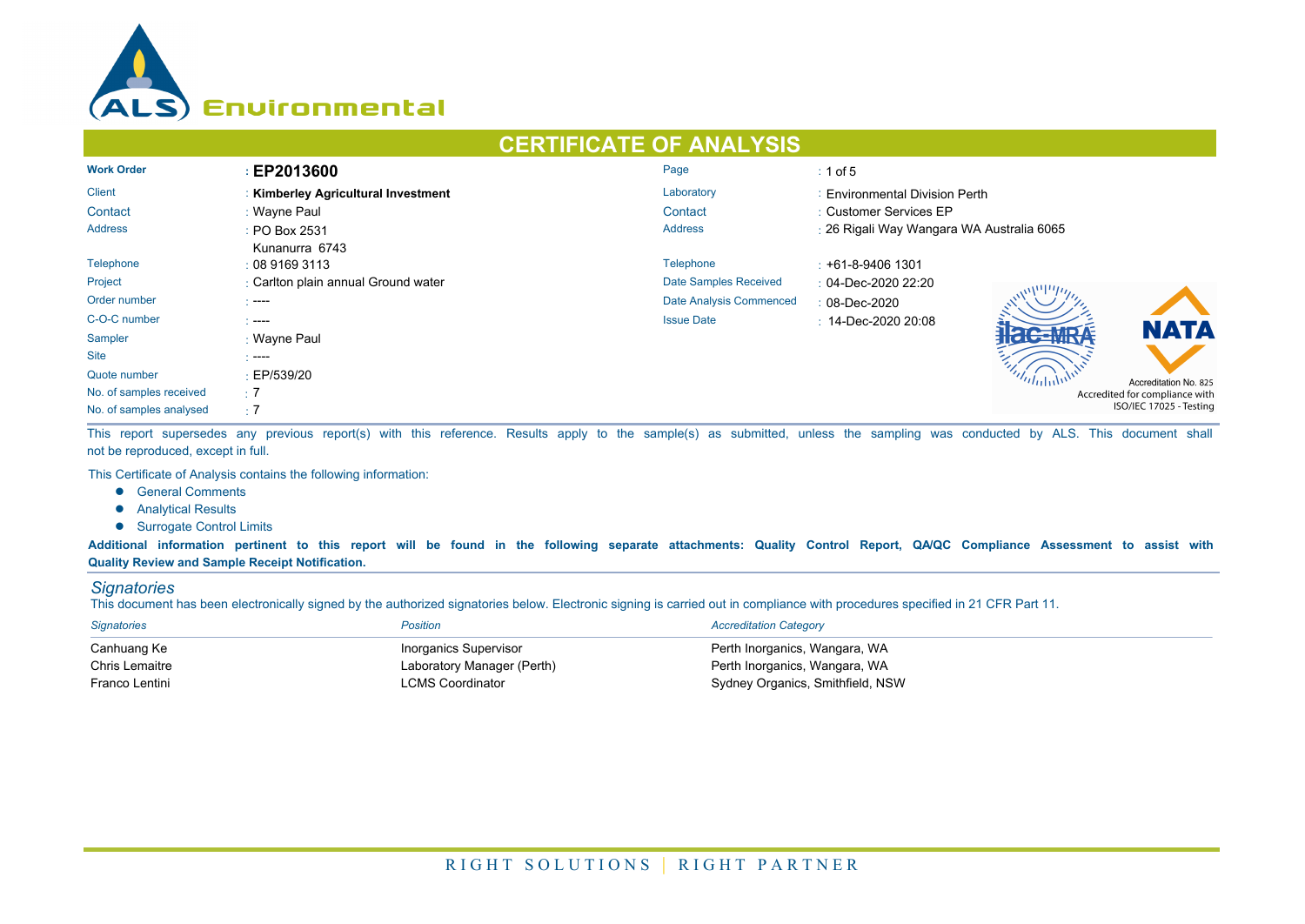ALS Environmental

# CERTIFICATE OF ANALYSIS

| | | | |
|---|---|---|---|
| **Work Order** | : **EP2013600** | Page | : 1 of 5 |
| Client | : **Kimberley Agricultural Investment** | Laboratory | : Environmental Division Perth |
| Contact | : Wayne Paul | Contact | : Customer Services EP |
| Address | : PO Box 2531<br>Kunanurra 6743 | Address | : 26 Rigali Way Wangara WA Australia 6065 |
| Telephone | : 08 9169 3113 | Telephone | : +61-8-9406 1301 |
| Project | : Carlton plain annual Ground water | Date Samples Received | : 04-Dec-2020 22:20 |
| Order number | : ---- | Date Analysis Commenced | : 08-Dec-2020 |
| C-O-C number | : ---- | Issue Date | : 14-Dec-2020 20:08 |
| Sampler | : Wayne Paul | | |
| Site | : ---- | | |
| Quote number | : EP/539/20 | | |
| No. of samples received | : 7 | | |
| No. of samples analysed | : 7 | | |

NATA Accreditation No. 825
Accredited for compliance with ISO/IEC 17025 - Testing

This report supersedes any previous report(s) with this reference. Results apply to the sample(s) as submitted, unless the sampling was conducted by ALS. This document shall not be reproduced, except in full.

This Certificate of Analysis contains the following information:

- General Comments
- Analytical Results
- Surrogate Control Limits

**Additional information pertinent to this report will be found in the following separate attachments: Quality Control Report, QA/QC Compliance Assessment to assist with Quality Review and Sample Receipt Notification.**

## *Signatories*

This document has been electronically signed by the authorized signatories below. Electronic signing is carried out in compliance with procedures specified in 21 CFR Part 11.

| *Signatories* | *Position* | *Accreditation Category* |
|---|---|---|
| Canhuang Ke | Inorganics Supervisor | Perth Inorganics, Wangara, WA |
| Chris Lemaitre | Laboratory Manager (Perth) | Perth Inorganics, Wangara, WA |
| Franco Lentini | LCMS Coordinator | Sydney Organics, Smithfield, NSW |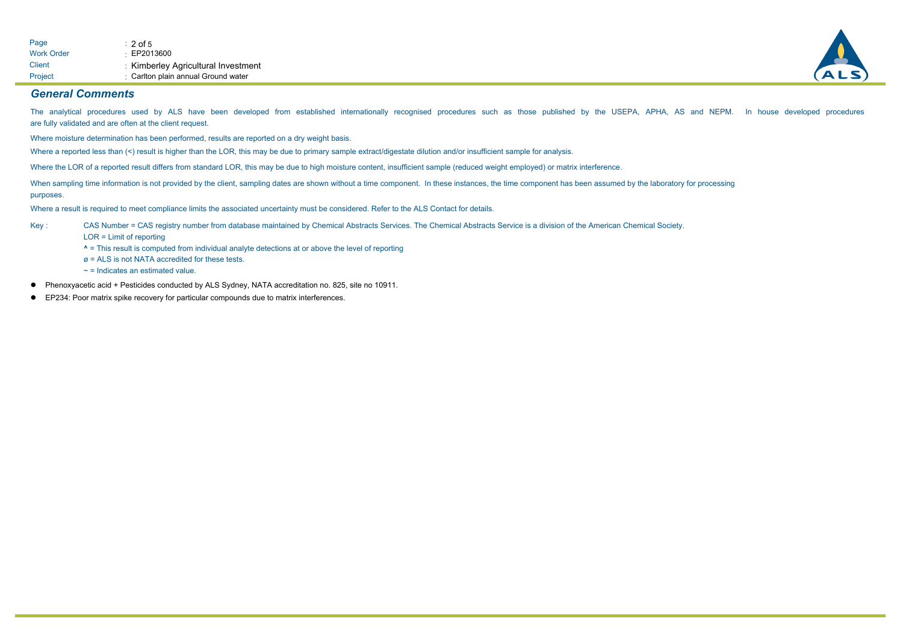## General Comments

The analytical procedures used by ALS have been developed from established internationally recognised procedures such as those published by the USEPA, APHA, AS and NEPM. In house developed procedures are fully validated and are often at the client request.

Where moisture determination has been performed, results are reported on a dry weight basis.

Where a reported less than (<) result is higher than the LOR, this may be due to primary sample extract/digestate dilution and/or insufficient sample for analysis.

Where the LOR of a reported result differs from standard LOR, this may be due to high moisture content, insufficient sample (reduced weight employed) or matrix interference.

When sampling time information is not provided by the client, sampling dates are shown without a time component. In these instances, the time component has been assumed by the laboratory for processing purposes.

Where a result is required to meet compliance limits the associated uncertainty must be considered. Refer to the ALS Contact for details.

Key :
- CAS Number = CAS registry number from database maintained by Chemical Abstracts Services. The Chemical Abstracts Service is a division of the American Chemical Society.
- LOR = Limit of reporting
- ^ = This result is computed from individual analyte detections at or above the level of reporting
- ø = ALS is not NATA accredited for these tests.
- ~ = Indicates an estimated value.

- Phenoxyacetic acid + Pesticides conducted by ALS Sydney, NATA accreditation no. 825, site no 10911.
- EP234: Poor matrix spike recovery for particular compounds due to matrix interferences.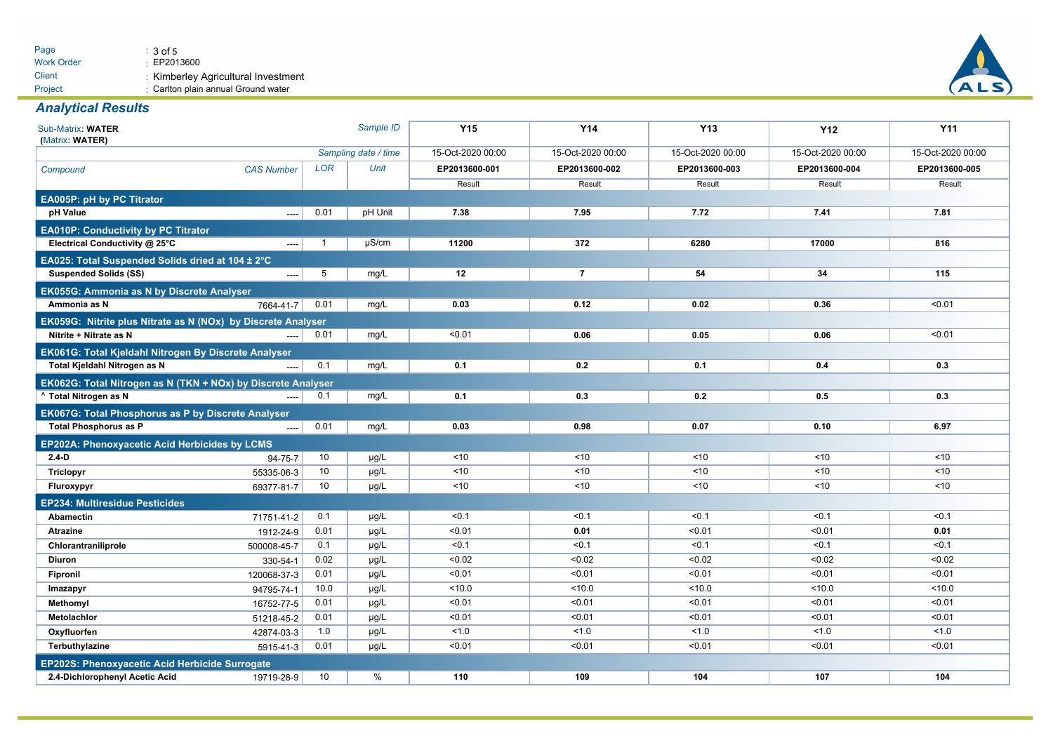| | | | |
|---|---|---|---|
| Page | : 3 of 5 | | |
| Work Order | : EP2013600 | | |
| Client | : Kimberley Agricultural Investment | | |
| Project | : Carlton plain annual Ground water | | |

## Analytical Results

| Sub-Matrix: **WATER** (Matrix: **WATER**) | | | *Sample ID* | **Y15** | **Y14** | **Y13** | **Y12** | **Y11** |
|---|---|---|---|---|---|---|---|---|
| | | | *Sampling date / time* | 15-Oct-2020 00:00 | 15-Oct-2020 00:00 | 15-Oct-2020 00:00 | 15-Oct-2020 00:00 | 15-Oct-2020 00:00 |
| *Compound* | *CAS Number* | *LOR* | *Unit* | **EP2013600-001** | **EP2013600-002** | **EP2013600-003** | **EP2013600-004** | **EP2013600-005** |
| | | | | Result | Result | Result | Result | Result |
| **EA005P: pH by PC Titrator** | | | | | | | | |
| **pH Value** | ---- | 0.01 | pH Unit | **7.38** | **7.95** | **7.72** | **7.41** | **7.81** |
| **EA010P: Conductivity by PC Titrator** | | | | | | | | |
| **Electrical Conductivity @ 25°C** | ---- | 1 | µS/cm | **11200** | **372** | **6280** | **17000** | **816** |
| **EA025: Total Suspended Solids dried at 104 ± 2°C** | | | | | | | | |
| **Suspended Solids (SS)** | ---- | 5 | mg/L | **12** | **7** | **54** | **34** | **115** |
| **EK055G: Ammonia as N by Discrete Analyser** | | | | | | | | |
| **Ammonia as N** | 7664-41-7 | 0.01 | mg/L | **0.03** | **0.12** | **0.02** | **0.36** | <0.01 |
| **EK059G: Nitrite plus Nitrate as N (NOx) by Discrete Analyser** | | | | | | | | |
| **Nitrite + Nitrate as N** | ---- | 0.01 | mg/L | <0.01 | **0.06** | **0.05** | **0.06** | <0.01 |
| **EK061G: Total Kjeldahl Nitrogen By Discrete Analyser** | | | | | | | | |
| **Total Kjeldahl Nitrogen as N** | ---- | 0.1 | mg/L | **0.1** | **0.2** | **0.1** | **0.4** | **0.3** |
| **EK062G: Total Nitrogen as N (TKN + NOx) by Discrete Analyser** | | | | | | | | |
| **^ Total Nitrogen as N** | ---- | 0.1 | mg/L | **0.1** | **0.3** | **0.2** | **0.5** | **0.3** |
| **EK067G: Total Phosphorus as P by Discrete Analyser** | | | | | | | | |
| **Total Phosphorus as P** | ---- | 0.01 | mg/L | **0.03** | **0.98** | **0.07** | **0.10** | **6.97** |
| **EP202A: Phenoxyacetic Acid Herbicides by LCMS** | | | | | | | | |
| **2.4-D** | 94-75-7 | 10 | µg/L | <10 | <10 | <10 | <10 | <10 |
| **Triclopyr** | 55335-06-3 | 10 | µg/L | <10 | <10 | <10 | <10 | <10 |
| **Fluroxypyr** | 69377-81-7 | 10 | µg/L | <10 | <10 | <10 | <10 | <10 |
| **EP234: Multiresidue Pesticides** | | | | | | | | |
| **Abamectin** | 71751-41-2 | 0.1 | µg/L | <0.1 | <0.1 | <0.1 | <0.1 | <0.1 |
| **Atrazine** | 1912-24-9 | 0.01 | µg/L | <0.01 | **0.01** | <0.01 | <0.01 | **0.01** |
| **Chlorantraniliprole** | 500008-45-7 | 0.1 | µg/L | <0.1 | <0.1 | <0.1 | <0.1 | <0.1 |
| **Diuron** | 330-54-1 | 0.02 | µg/L | <0.02 | <0.02 | <0.02 | <0.02 | <0.02 |
| **Fipronil** | 120068-37-3 | 0.01 | µg/L | <0.01 | <0.01 | <0.01 | <0.01 | <0.01 |
| **Imazapyr** | 94795-74-1 | 10.0 | µg/L | <10.0 | <10.0 | <10.0 | <10.0 | <10.0 |
| **Methomyl** | 16752-77-5 | 0.01 | µg/L | <0.01 | <0.01 | <0.01 | <0.01 | <0.01 |
| **Metolachlor** | 51218-45-2 | 0.01 | µg/L | <0.01 | <0.01 | <0.01 | <0.01 | <0.01 |
| **Oxyfluorfen** | 42874-03-3 | 1.0 | µg/L | <1.0 | <1.0 | <1.0 | <1.0 | <1.0 |
| **Terbuthylazine** | 5915-41-3 | 0.01 | µg/L | <0.01 | <0.01 | <0.01 | <0.01 | <0.01 |
| **EP202S: Phenoxyacetic Acid Herbicide Surrogate** | | | | | | | | |
| **2.4-Dichlorophenyl Acetic Acid** | 19719-28-9 | 10 | % | **110** | **109** | **104** | **107** | **104** |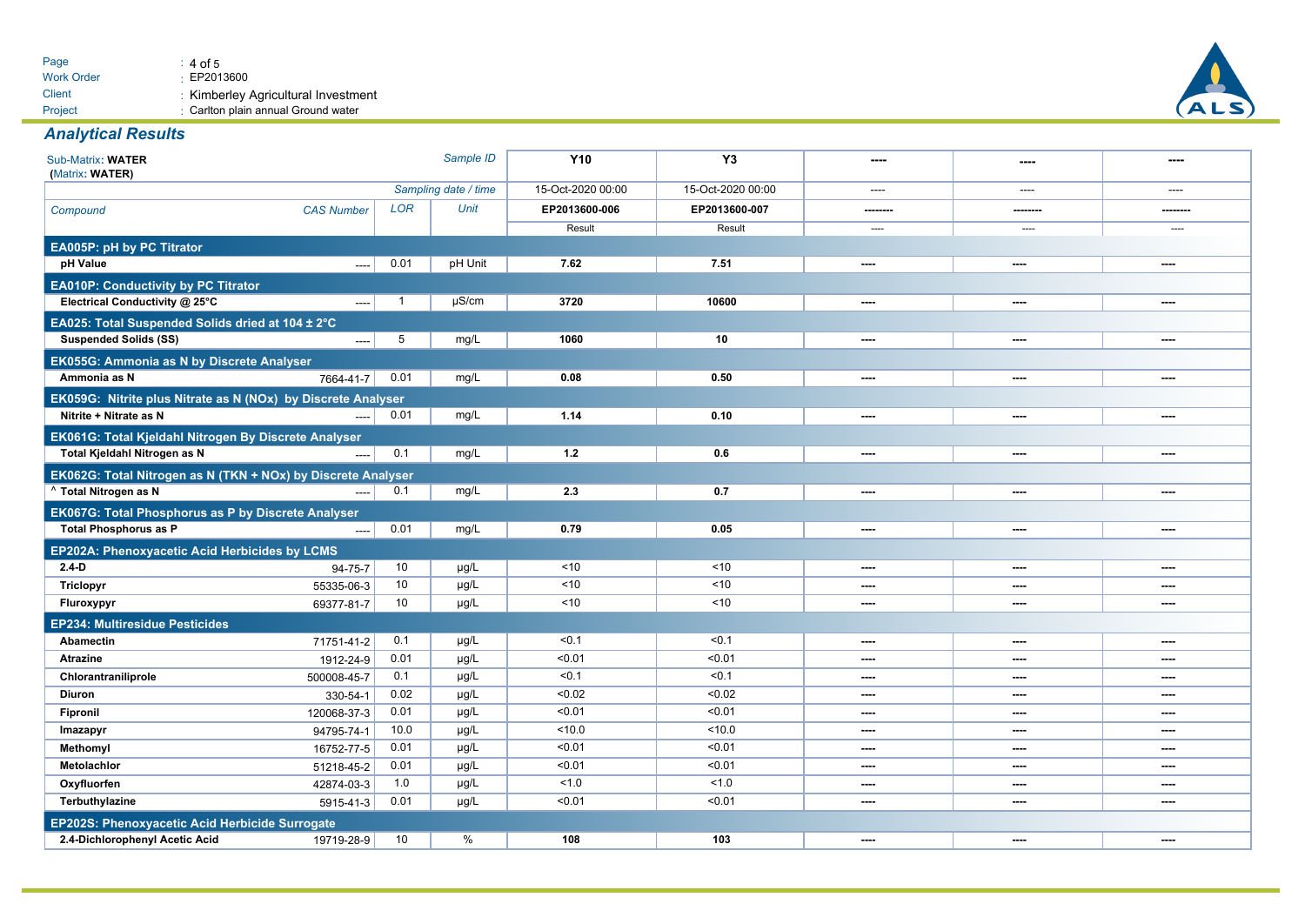## Analytical Results

| Sub-Matrix: **WATER** (Matrix: **WATER**) | | | Sample ID | **Y10** | **Y3** | ---- | ---- | ---- |
|---|---|---|---|---|---|---|---|---|
| | | | Sampling date / time | 15-Oct-2020 00:00 | 15-Oct-2020 00:00 | ---- | ---- | ---- |
| *Compound* | *CAS Number* | *LOR* | *Unit* | **EP2013600-006** | **EP2013600-007** | -------- | -------- | -------- |
| | | | | Result | Result | ---- | ---- | ---- |
| **EA005P: pH by PC Titrator** | | | | | | | | |
| **pH Value** | ---- | 0.01 | pH Unit | **7.62** | **7.51** | ---- | ---- | ---- |
| **EA010P: Conductivity by PC Titrator** | | | | | | | | |
| **Electrical Conductivity @ 25°C** | ---- | 1 | µS/cm | **3720** | **10600** | ---- | ---- | ---- |
| **EA025: Total Suspended Solids dried at 104 ± 2°C** | | | | | | | | |
| **Suspended Solids (SS)** | ---- | 5 | mg/L | **1060** | **10** | ---- | ---- | ---- |
| **EK055G: Ammonia as N by Discrete Analyser** | | | | | | | | |
| **Ammonia as N** | 7664-41-7 | 0.01 | mg/L | **0.08** | **0.50** | ---- | ---- | ---- |
| **EK059G: Nitrite plus Nitrate as N (NOx) by Discrete Analyser** | | | | | | | | |
| **Nitrite + Nitrate as N** | ---- | 0.01 | mg/L | **1.14** | **0.10** | ---- | ---- | ---- |
| **EK061G: Total Kjeldahl Nitrogen By Discrete Analyser** | | | | | | | | |
| **Total Kjeldahl Nitrogen as N** | ---- | 0.1 | mg/L | **1.2** | **0.6** | ---- | ---- | ---- |
| **EK062G: Total Nitrogen as N (TKN + NOx) by Discrete Analyser** | | | | | | | | |
| **^ Total Nitrogen as N** | ---- | 0.1 | mg/L | **2.3** | **0.7** | ---- | ---- | ---- |
| **EK067G: Total Phosphorus as P by Discrete Analyser** | | | | | | | | |
| **Total Phosphorus as P** | ---- | 0.01 | mg/L | **0.79** | **0.05** | ---- | ---- | ---- |
| **EP202A: Phenoxyacetic Acid Herbicides by LCMS** | | | | | | | | |
| **2.4-D** | 94-75-7 | 10 | µg/L | <10 | <10 | ---- | ---- | ---- |
| **Triclopyr** | 55335-06-3 | 10 | µg/L | <10 | <10 | ---- | ---- | ---- |
| **Fluroxypyr** | 69377-81-7 | 10 | µg/L | <10 | <10 | ---- | ---- | ---- |
| **EP234: Multiresidue Pesticides** | | | | | | | | |
| **Abamectin** | 71751-41-2 | 0.1 | µg/L | <0.1 | <0.1 | ---- | ---- | ---- |
| **Atrazine** | 1912-24-9 | 0.01 | µg/L | <0.01 | <0.01 | ---- | ---- | ---- |
| **Chlorantraniliprole** | 500008-45-7 | 0.1 | µg/L | <0.1 | <0.1 | ---- | ---- | ---- |
| **Diuron** | 330-54-1 | 0.02 | µg/L | <0.02 | <0.02 | ---- | ---- | ---- |
| **Fipronil** | 120068-37-3 | 0.01 | µg/L | <0.01 | <0.01 | ---- | ---- | ---- |
| **Imazapyr** | 94795-74-1 | 10.0 | µg/L | <10.0 | <10.0 | ---- | ---- | ---- |
| **Methomyl** | 16752-77-5 | 0.01 | µg/L | <0.01 | <0.01 | ---- | ---- | ---- |
| **Metolachlor** | 51218-45-2 | 0.01 | µg/L | <0.01 | <0.01 | ---- | ---- | ---- |
| **Oxyfluorfen** | 42874-03-3 | 1.0 | µg/L | <1.0 | <1.0 | ---- | ---- | ---- |
| **Terbuthylazine** | 5915-41-3 | 0.01 | µg/L | <0.01 | <0.01 | ---- | ---- | ---- |
| **EP202S: Phenoxyacetic Acid Herbicide Surrogate** | | | | | | | | |
| **2.4-Dichlorophenyl Acetic Acid** | 19719-28-9 | 10 | % | **108** | **103** | ---- | ---- | ---- |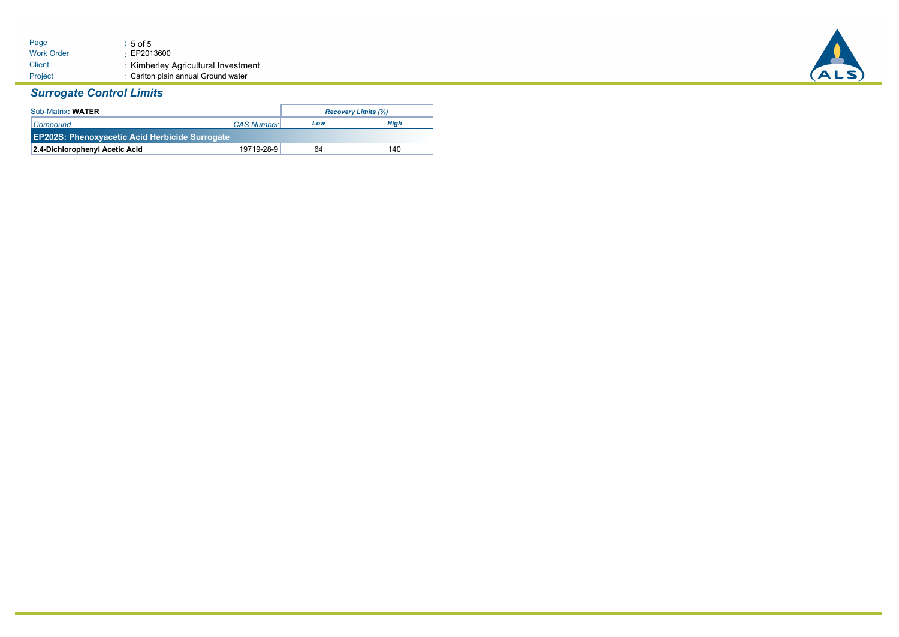## Surrogate Control Limits

| Sub-Matrix: **WATER** | | Recovery Limits (%) | |
|---|---|---|---|
| *Compound* | *CAS Number* | *Low* | *High* |
| **EP202S: Phenoxyacetic Acid Herbicide Surrogate** | | | |
| **2.4-Dichlorophenyl Acetic Acid** | 19719-28-9 | 64 | 140 |